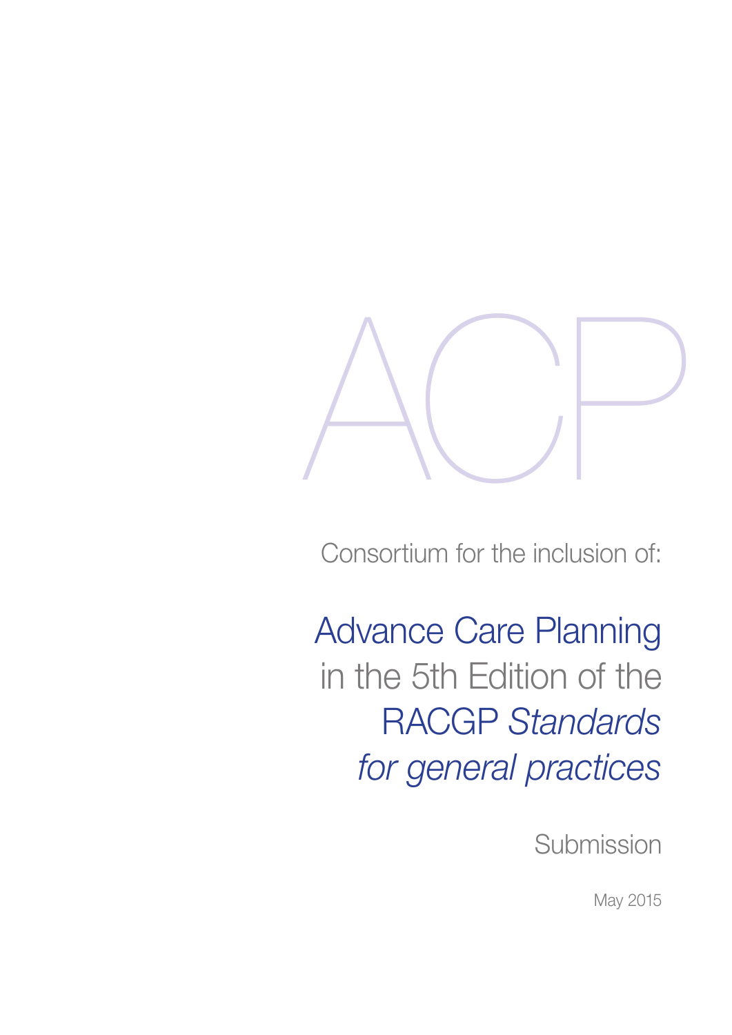ACP

Consortium for the inclusion of:

# Advance Care Planning in the 5th Edition of the RACGP *Standards for general practices*

Submission

May 2015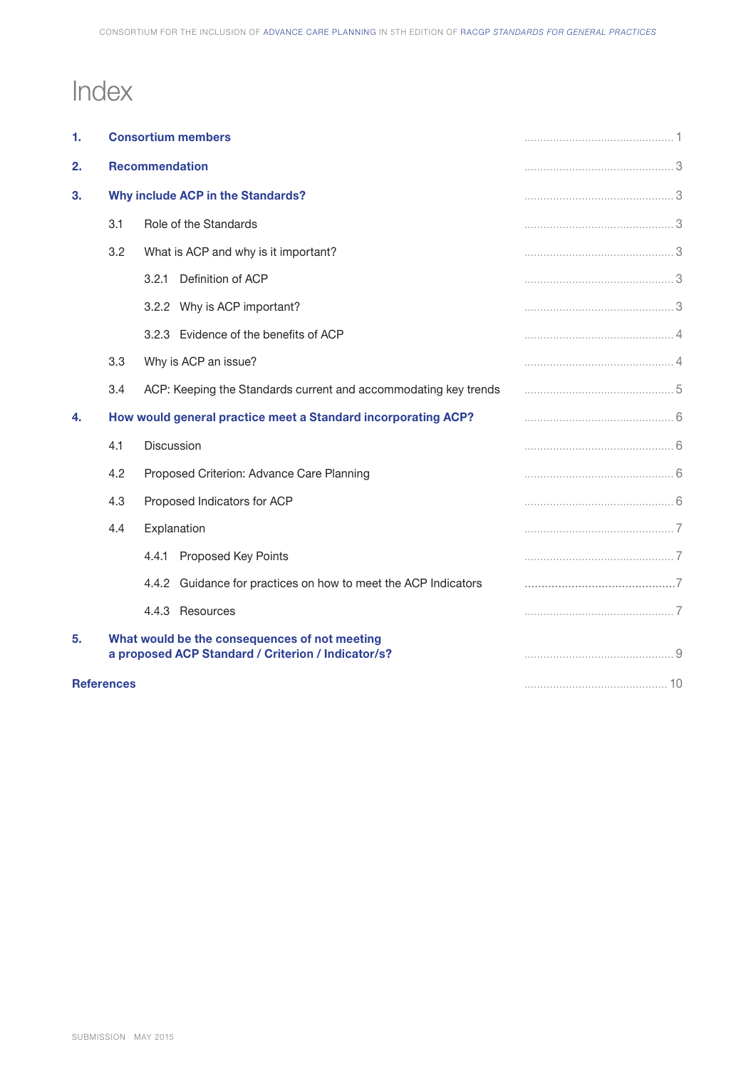# Index

| | | |
|---|---|---|
| **1.** | **Consortium members** | 1 |
| **2.** | **Recommendation** | 3 |
| **3.** | **Why include ACP in the Standards?** | 3 |
| | 3.1 Role of the Standards | 3 |
| | 3.2 What is ACP and why is it important? | 3 |
| | 3.2.1 Definition of ACP | 3 |
| | 3.2.2 Why is ACP important? | 3 |
| | 3.2.3 Evidence of the benefits of ACP | 4 |
| | 3.3 Why is ACP an issue? | 4 |
| | 3.4 ACP: Keeping the Standards current and accommodating key trends | 5 |
| **4.** | **How would general practice meet a Standard incorporating ACP?** | 6 |
| | 4.1 Discussion | 6 |
| | 4.2 Proposed Criterion: Advance Care Planning | 6 |
| | 4.3 Proposed Indicators for ACP | 6 |
| | 4.4 Explanation | 7 |
| | 4.4.1 Proposed Key Points | 7 |
| | 4.4.2 Guidance for practices on how to meet the ACP Indicators | 7 |
| | 4.4.3 Resources | 7 |
| **5.** | **What would be the consequences of not meeting a proposed ACP Standard / Criterion / Indicator/s?** | 9 |
| | **References** | 10 |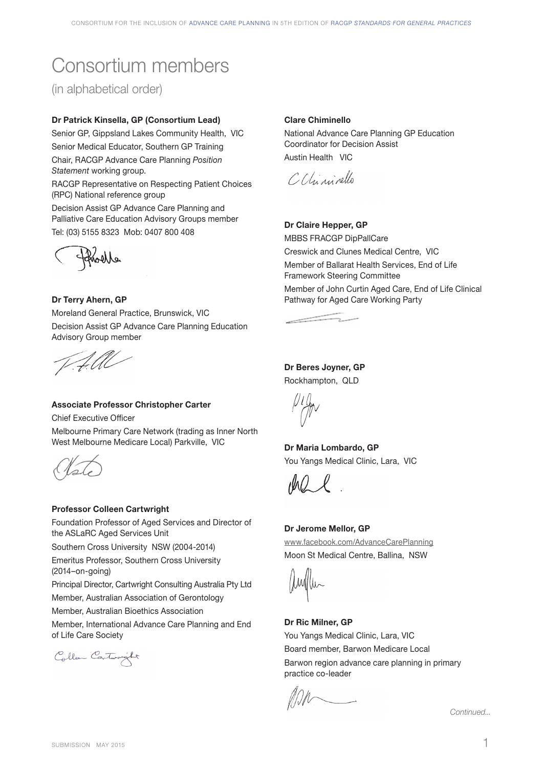# Consortium members

(in alphabetical order)

**Dr Patrick Kinsella, GP (Consortium Lead)**

Senior GP, Gippsland Lakes Community Health, VIC

Senior Medical Educator, Southern GP Training

Chair, RACGP Advance Care Planning *Position Statement* working group.

RACGP Representative on Respecting Patient Choices (RPC) National reference group

Decision Assist GP Advance Care Planning and Palliative Care Education Advisory Groups member

Tel: (03) 5155 8323 Mob: 0407 800 408

**Dr Terry Ahern, GP**

Moreland General Practice, Brunswick, VIC

Decision Assist GP Advance Care Planning Education Advisory Group member

**Associate Professor Christopher Carter**

Chief Executive Officer

Melbourne Primary Care Network (trading as Inner North West Melbourne Medicare Local) Parkville, VIC

**Professor Colleen Cartwright**

Foundation Professor of Aged Services and Director of the ASLaRC Aged Services Unit

Southern Cross University NSW (2004-2014)

Emeritus Professor, Southern Cross University (2014–on-going)

Principal Director, Cartwright Consulting Australia Pty Ltd

Member, Australian Association of Gerontology

Member, Australian Bioethics Association

Member, International Advance Care Planning and End of Life Care Society

**Clare Chiminello**

National Advance Care Planning GP Education Coordinator for Decision Assist

Austin Health VIC

**Dr Claire Hepper, GP**

MBBS FRACGP DipPallCare

Creswick and Clunes Medical Centre, VIC

Member of Ballarat Health Services, End of Life Framework Steering Committee

Member of John Curtin Aged Care, End of Life Clinical Pathway for Aged Care Working Party

**Dr Beres Joyner, GP**

Rockhampton, QLD

**Dr Maria Lombardo, GP**

You Yangs Medical Clinic, Lara, VIC

**Dr Jerome Mellor, GP**

www.facebook.com/AdvanceCarePlanning

Moon St Medical Centre, Ballina, NSW

**Dr Ric Milner, GP**

You Yangs Medical Clinic, Lara, VIC

Board member, Barwon Medicare Local

Barwon region advance care planning in primary practice co-leader

*Continued...*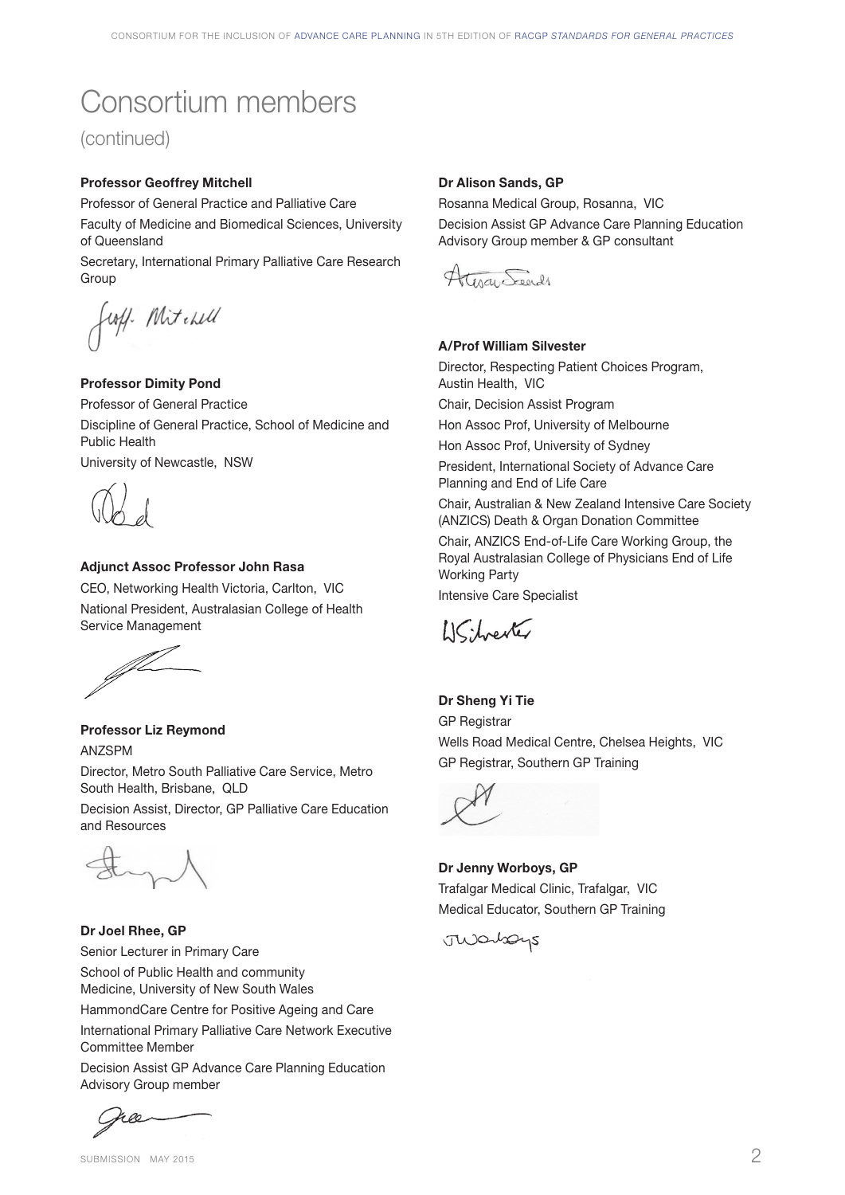# Consortium members

(continued)

**Professor Geoffrey Mitchell**

Professor of General Practice and Palliative Care

Faculty of Medicine and Biomedical Sciences, University of Queensland

Secretary, International Primary Palliative Care Research Group

**Professor Dimity Pond**

Professor of General Practice

Discipline of General Practice, School of Medicine and Public Health

University of Newcastle, NSW

**Adjunct Assoc Professor John Rasa**

CEO, Networking Health Victoria, Carlton, VIC

National President, Australasian College of Health Service Management

**Professor Liz Reymond**

ANZSPM

Director, Metro South Palliative Care Service, Metro South Health, Brisbane, QLD

Decision Assist, Director, GP Palliative Care Education and Resources

**Dr Joel Rhee, GP**

Senior Lecturer in Primary Care

School of Public Health and community Medicine, University of New South Wales

HammondCare Centre for Positive Ageing and Care

International Primary Palliative Care Network Executive Committee Member

Decision Assist GP Advance Care Planning Education Advisory Group member

**Dr Alison Sands, GP**

Rosanna Medical Group, Rosanna, VIC

Decision Assist GP Advance Care Planning Education Advisory Group member & GP consultant

**A/Prof William Silvester**

Director, Respecting Patient Choices Program, Austin Health, VIC

Chair, Decision Assist Program

Hon Assoc Prof, University of Melbourne

Hon Assoc Prof, University of Sydney

President, International Society of Advance Care Planning and End of Life Care

Chair, Australian & New Zealand Intensive Care Society (ANZICS) Death & Organ Donation Committee

Chair, ANZICS End-of-Life Care Working Group, the Royal Australasian College of Physicians End of Life Working Party

Intensive Care Specialist

**Dr Sheng Yi Tie**

GP Registrar

Wells Road Medical Centre, Chelsea Heights, VIC

GP Registrar, Southern GP Training

**Dr Jenny Worboys, GP**

Trafalgar Medical Clinic, Trafalgar, VIC

Medical Educator, Southern GP Training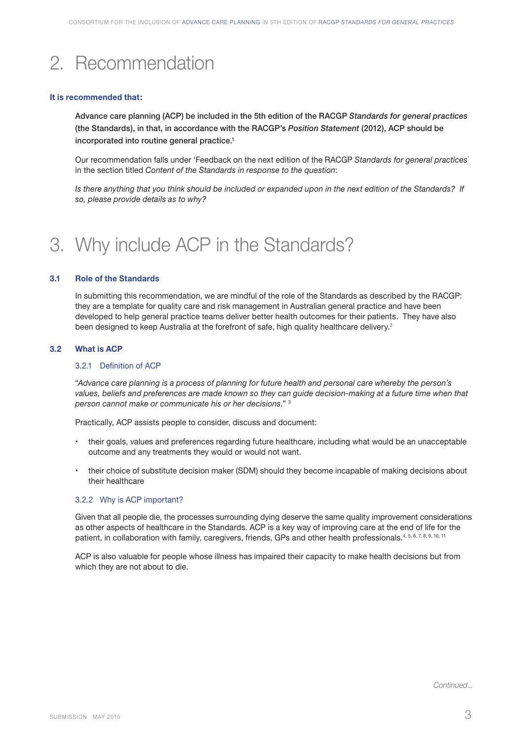# 2. Recommendation

**It is recommended that:**

**Advance care planning (ACP) be included in the 5th edition of the RACGP *Standards for general practices* (the Standards), in that, in accordance with the RACGP's *Position Statement* (2012), ACP should be incorporated into routine general practice.[1]**

Our recommendation falls under 'Feedback on the next edition of the RACGP *Standards for general practices*' in the section titled *Content of the Standards in response to the question*:

*Is there anything that you think should be included or expanded upon in the next edition of the Standards? If so, please provide details as to why?*

# 3. Why include ACP in the Standards?

## 3.1 Role of the Standards

In submitting this recommendation, we are mindful of the role of the Standards as described by the RACGP: they are a template for quality care and risk management in Australian general practice and have been developed to help general practice teams deliver better health outcomes for their patients. They have also been designed to keep Australia at the forefront of safe, high quality healthcare delivery.[2]

## 3.2 What is ACP

### 3.2.1 Definition of ACP

*"Advance care planning is a process of planning for future health and personal care whereby the person's values, beliefs and preferences are made known so they can guide decision-making at a future time when that person cannot make or communicate his or her decisions."* [3]

Practically, ACP assists people to consider, discuss and document:

- their goals, values and preferences regarding future healthcare, including what would be an unacceptable outcome and any treatments they would or would not want.
- their choice of substitute decision maker (SDM) should they become incapable of making decisions about their healthcare

### 3.2.2 Why is ACP important?

Given that all people die, the processes surrounding dying deserve the same quality improvement considerations as other aspects of healthcare in the Standards. ACP is a key way of improving care at the end of life for the patient, in collaboration with family, caregivers, friends, GPs and other health professionals.[4, 5, 6, 7, 8, 9, 10, 11]

ACP is also valuable for people whose illness has impaired their capacity to make health decisions but from which they are not about to die.

*Continued...*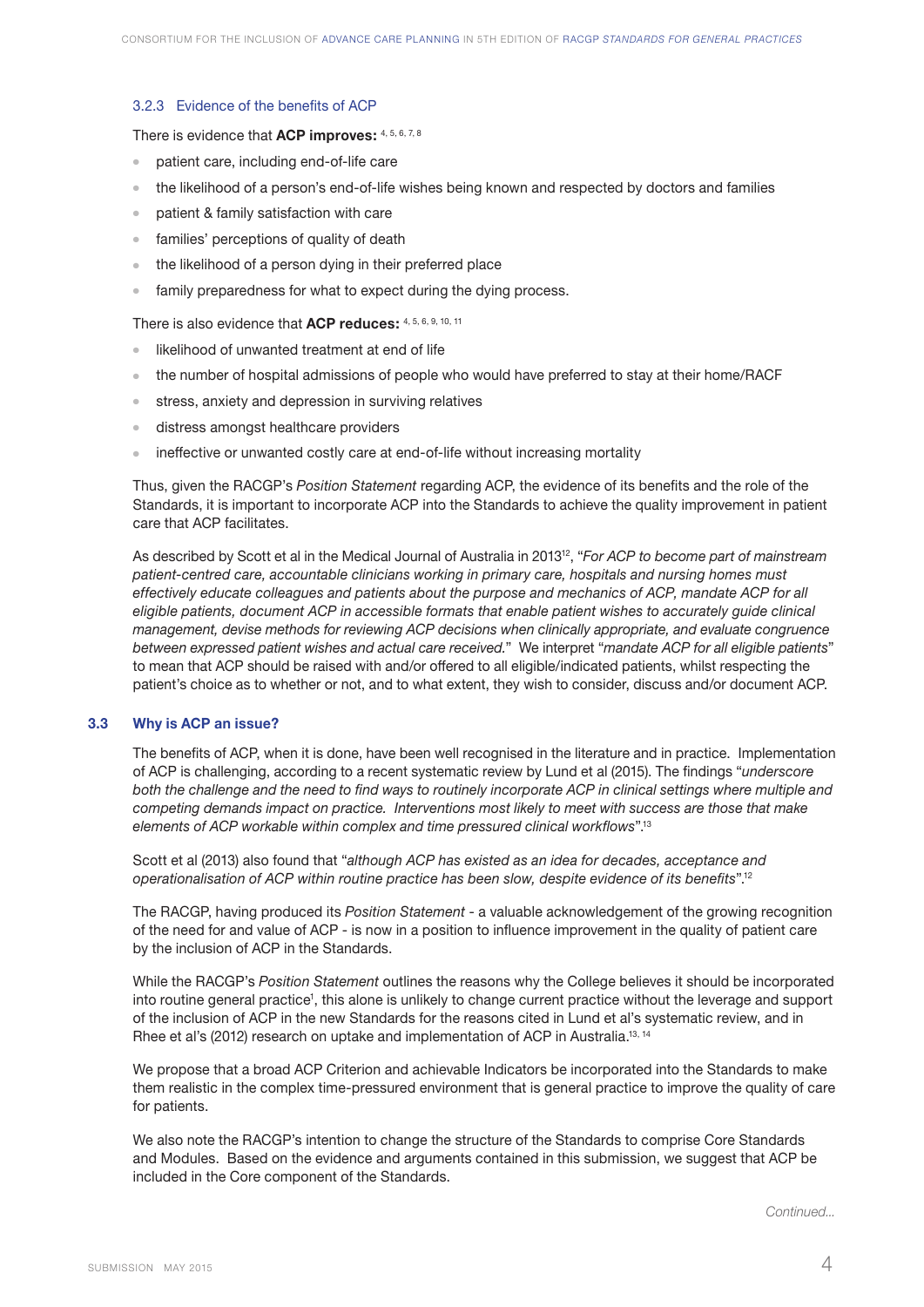### 3.2.3 Evidence of the benefits of ACP

There is evidence that **ACP improves:** [4, 5, 6, 7, 8]

- patient care, including end-of-life care
- the likelihood of a person's end-of-life wishes being known and respected by doctors and families
- patient & family satisfaction with care
- families' perceptions of quality of death
- the likelihood of a person dying in their preferred place
- family preparedness for what to expect during the dying process.

There is also evidence that **ACP reduces:** [4, 5, 6, 9, 10, 11]

- likelihood of unwanted treatment at end of life
- the number of hospital admissions of people who would have preferred to stay at their home/RACF
- stress, anxiety and depression in surviving relatives
- distress amongst healthcare providers
- ineffective or unwanted costly care at end-of-life without increasing mortality

Thus, given the RACGP's *Position Statement* regarding ACP, the evidence of its benefits and the role of the Standards, it is important to incorporate ACP into the Standards to achieve the quality improvement in patient care that ACP facilitates.

As described by Scott et al in the Medical Journal of Australia in 2013[12], "*For ACP to become part of mainstream patient-centred care, accountable clinicians working in primary care, hospitals and nursing homes must effectively educate colleagues and patients about the purpose and mechanics of ACP, mandate ACP for all eligible patients, document ACP in accessible formats that enable patient wishes to accurately guide clinical management, devise methods for reviewing ACP decisions when clinically appropriate, and evaluate congruence between expressed patient wishes and actual care received.*" We interpret "*mandate ACP for all eligible patients*" to mean that ACP should be raised with and/or offered to all eligible/indicated patients, whilst respecting the patient's choice as to whether or not, and to what extent, they wish to consider, discuss and/or document ACP.

## 3.3 Why is ACP an issue?

The benefits of ACP, when it is done, have been well recognised in the literature and in practice. Implementation of ACP is challenging, according to a recent systematic review by Lund et al (2015). The findings "*underscore both the challenge and the need to find ways to routinely incorporate ACP in clinical settings where multiple and competing demands impact on practice. Interventions most likely to meet with success are those that make elements of ACP workable within complex and time pressured clinical workflows*".[13]

Scott et al (2013) also found that "*although ACP has existed as an idea for decades, acceptance and operationalisation of ACP within routine practice has been slow, despite evidence of its benefits*".[12]

The RACGP, having produced its *Position Statement* - a valuable acknowledgement of the growing recognition of the need for and value of ACP - is now in a position to influence improvement in the quality of patient care by the inclusion of ACP in the Standards.

While the RACGP's *Position Statement* outlines the reasons why the College believes it should be incorporated into routine general practice[1], this alone is unlikely to change current practice without the leverage and support of the inclusion of ACP in the new Standards for the reasons cited in Lund et al's systematic review, and in Rhee et al's (2012) research on uptake and implementation of ACP in Australia.[13, 14]

We propose that a broad ACP Criterion and achievable Indicators be incorporated into the Standards to make them realistic in the complex time-pressured environment that is general practice to improve the quality of care for patients.

We also note the RACGP's intention to change the structure of the Standards to comprise Core Standards and Modules. Based on the evidence and arguments contained in this submission, we suggest that ACP be included in the Core component of the Standards.

*Continued...*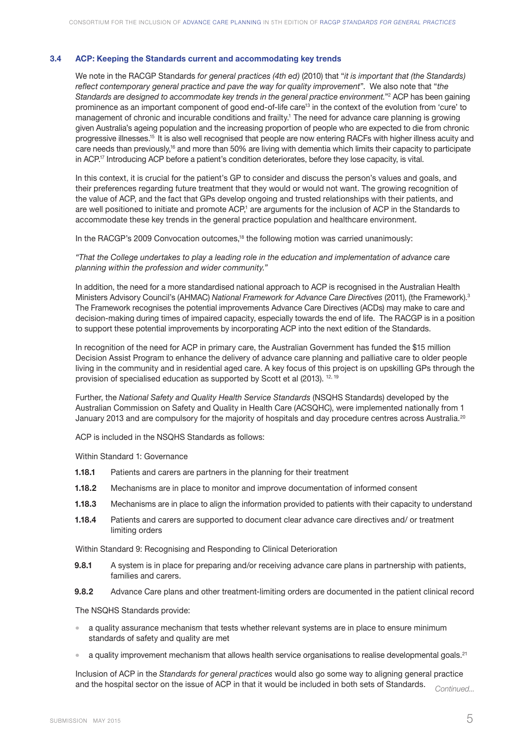### 3.4 ACP: Keeping the Standards current and accommodating key trends

We note in the RACGP Standards *for general practices (4th ed)* (2010) that "*it is important that (the Standards) reflect contemporary general practice and pave the way for quality improvement*". We also note that "*the Standards are designed to accommodate key trends in the general practice environment.*"[2] ACP has been gaining prominence as an important component of good end-of-life care[13] in the context of the evolution from 'cure' to management of chronic and incurable conditions and frailty.[1] The need for advance care planning is growing given Australia's ageing population and the increasing proportion of people who are expected to die from chronic progressive illnesses.[15] It is also well recognised that people are now entering RACFs with higher illness acuity and care needs than previously,[16] and more than 50% are living with dementia which limits their capacity to participate in ACP.[17] Introducing ACP before a patient's condition deteriorates, before they lose capacity, is vital.

In this context, it is crucial for the patient's GP to consider and discuss the person's values and goals, and their preferences regarding future treatment that they would or would not want. The growing recognition of the value of ACP, and the fact that GPs develop ongoing and trusted relationships with their patients, and are well positioned to initiate and promote ACP,[1] are arguments for the inclusion of ACP in the Standards to accommodate these key trends in the general practice population and healthcare environment.

In the RACGP's 2009 Convocation outcomes,[18] the following motion was carried unanimously:

*"That the College undertakes to play a leading role in the education and implementation of advance care planning within the profession and wider community."*

In addition, the need for a more standardised national approach to ACP is recognised in the Australian Health Ministers Advisory Council's (AHMAC) *National Framework for Advance Care Directives* (2011), (the Framework).[3] The Framework recognises the potential improvements Advance Care Directives (ACDs) may make to care and decision-making during times of impaired capacity, especially towards the end of life. The RACGP is in a position to support these potential improvements by incorporating ACP into the next edition of the Standards.

In recognition of the need for ACP in primary care, the Australian Government has funded the $15 million Decision Assist Program to enhance the delivery of advance care planning and palliative care to older people living in the community and in residential aged care. A key focus of this project is on upskilling GPs through the provision of specialised education as supported by Scott et al (2013).[12, 19]

Further, the *National Safety and Quality Health Service Standards* (NSQHS Standards) developed by the Australian Commission on Safety and Quality in Health Care (ACSQHC), were implemented nationally from 1 January 2013 and are compulsory for the majority of hospitals and day procedure centres across Australia.[20]

ACP is included in the NSQHS Standards as follows:

Within Standard 1: Governance

- **1.18.1** Patients and carers are partners in the planning for their treatment
- **1.18.2** Mechanisms are in place to monitor and improve documentation of informed consent
- **1.18.3** Mechanisms are in place to align the information provided to patients with their capacity to understand
- **1.18.4** Patients and carers are supported to document clear advance care directives and/ or treatment limiting orders

Within Standard 9: Recognising and Responding to Clinical Deterioration

- **9.8.1** A system is in place for preparing and/or receiving advance care plans in partnership with patients, families and carers.
- **9.8.2** Advance Care plans and other treatment-limiting orders are documented in the patient clinical record

The NSQHS Standards provide:

- a quality assurance mechanism that tests whether relevant systems are in place to ensure minimum standards of safety and quality are met
- a quality improvement mechanism that allows health service organisations to realise developmental goals.[21]

Inclusion of ACP in the *Standards for general practices* would also go some way to aligning general practice and the hospital sector on the issue of ACP in that it would be included in both sets of Standards.

*Continued...*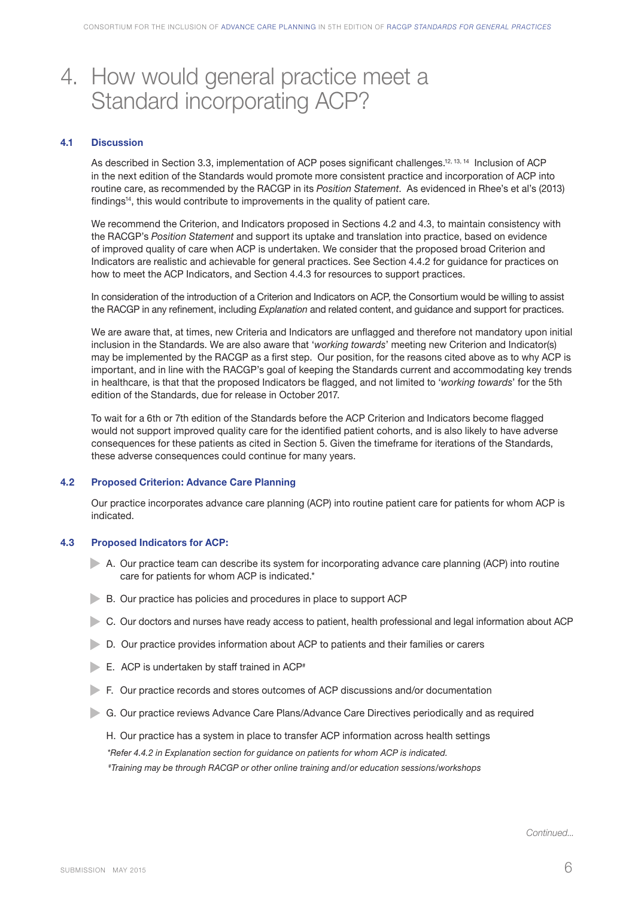# 4. How would general practice meet a Standard incorporating ACP?

## 4.1 Discussion

As described in Section 3.3, implementation of ACP poses significant challenges.[12, 13, 14] Inclusion of ACP in the next edition of the Standards would promote more consistent practice and incorporation of ACP into routine care, as recommended by the RACGP in its *Position Statement*. As evidenced in Rhee's et al's (2013) findings[14], this would contribute to improvements in the quality of patient care.

We recommend the Criterion, and Indicators proposed in Sections 4.2 and 4.3, to maintain consistency with the RACGP's *Position Statement* and support its uptake and translation into practice, based on evidence of improved quality of care when ACP is undertaken. We consider that the proposed broad Criterion and Indicators are realistic and achievable for general practices. See Section 4.4.2 for guidance for practices on how to meet the ACP Indicators, and Section 4.4.3 for resources to support practices.

In consideration of the introduction of a Criterion and Indicators on ACP, the Consortium would be willing to assist the RACGP in any refinement, including *Explanation* and related content, and guidance and support for practices.

We are aware that, at times, new Criteria and Indicators are unflagged and therefore not mandatory upon initial inclusion in the Standards. We are also aware that '*working towards*' meeting new Criterion and Indicator(s) may be implemented by the RACGP as a first step. Our position, for the reasons cited above as to why ACP is important, and in line with the RACGP's goal of keeping the Standards current and accommodating key trends in healthcare, is that that the proposed Indicators be flagged, and not limited to '*working towards*' for the 5th edition of the Standards, due for release in October 2017.

To wait for a 6th or 7th edition of the Standards before the ACP Criterion and Indicators become flagged would not support improved quality care for the identified patient cohorts, and is also likely to have adverse consequences for these patients as cited in Section 5. Given the timeframe for iterations of the Standards, these adverse consequences could continue for many years.

## 4.2 Proposed Criterion: Advance Care Planning

Our practice incorporates advance care planning (ACP) into routine patient care for patients for whom ACP is indicated.

## 4.3 Proposed Indicators for ACP:

- A. Our practice team can describe its system for incorporating advance care planning (ACP) into routine care for patients for whom ACP is indicated.*
- B. Our practice has policies and procedures in place to support ACP
- C. Our doctors and nurses have ready access to patient, health professional and legal information about ACP
- D. Our practice provides information about ACP to patients and their families or carers
- E. ACP is undertaken by staff trained in ACP#
- F. Our practice records and stores outcomes of ACP discussions and/or documentation
- G. Our practice reviews Advance Care Plans/Advance Care Directives periodically and as required
- H. Our practice has a system in place to transfer ACP information across health settings

*\*Refer 4.4.2 in Explanation section for guidance on patients for whom ACP is indicated.*

*#Training may be through RACGP or other online training and/or education sessions/workshops*

*Continued...*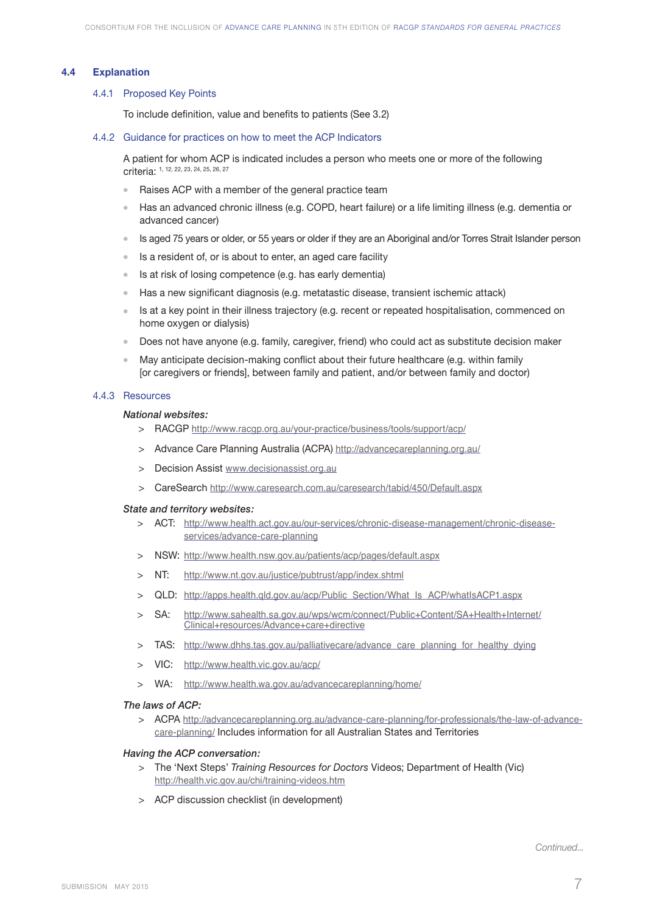## 4.4 Explanation

### 4.4.1 Proposed Key Points

To include definition, value and benefits to patients (See 3.2)

### 4.4.2 Guidance for practices on how to meet the ACP Indicators

A patient for whom ACP is indicated includes a person who meets one or more of the following criteria: [1, 12, 22, 23, 24, 25, 26, 27]

- Raises ACP with a member of the general practice team
- Has an advanced chronic illness (e.g. COPD, heart failure) or a life limiting illness (e.g. dementia or advanced cancer)
- Is aged 75 years or older, or 55 years or older if they are an Aboriginal and/or Torres Strait Islander person
- Is a resident of, or is about to enter, an aged care facility
- Is at risk of losing competence (e.g. has early dementia)
- Has a new significant diagnosis (e.g. metatastic disease, transient ischemic attack)
- Is at a key point in their illness trajectory (e.g. recent or repeated hospitalisation, commenced on home oxygen or dialysis)
- Does not have anyone (e.g. family, caregiver, friend) who could act as substitute decision maker
- May anticipate decision-making conflict about their future healthcare (e.g. within family [or caregivers or friends], between family and patient, and/or between family and doctor)

### 4.4.3 Resources

***National websites:***

> RACGP http://www.racgp.org.au/your-practice/business/tools/support/acp/

> Advance Care Planning Australia (ACPA) http://advancecareplanning.org.au/

> Decision Assist www.decisionassist.org.au

> CareSearch http://www.caresearch.com.au/caresearch/tabid/450/Default.aspx

***State and territory websites:***

> ACT: http://www.health.act.gov.au/our-services/chronic-disease-management/chronic-disease-services/advance-care-planning

> NSW: http://www.health.nsw.gov.au/patients/acp/pages/default.aspx

> NT: http://www.nt.gov.au/justice/pubtrust/app/index.shtml

> QLD: http://apps.health.qld.gov.au/acp/Public_Section/What_Is_ACP/whatIsACP1.aspx

> SA: http://www.sahealth.sa.gov.au/wps/wcm/connect/Public+Content/SA+Health+Internet/Clinical+resources/Advance+care+directive

> TAS: http://www.dhhs.tas.gov.au/palliativecare/advance_care_planning_for_healthy_dying

> VIC: http://www.health.vic.gov.au/acp/

> WA: http://www.health.wa.gov.au/advancecareplanning/home/

***The laws of ACP:***

> ACPA http://advancecareplanning.org.au/advance-care-planning/for-professionals/the-law-of-advance-care-planning/ Includes information for all Australian States and Territories

***Having the ACP conversation:***

> The 'Next Steps' *Training Resources for Doctors* Videos; Department of Health (Vic) http://health.vic.gov.au/chi/training-videos.htm

> ACP discussion checklist (in development)

*Continued...*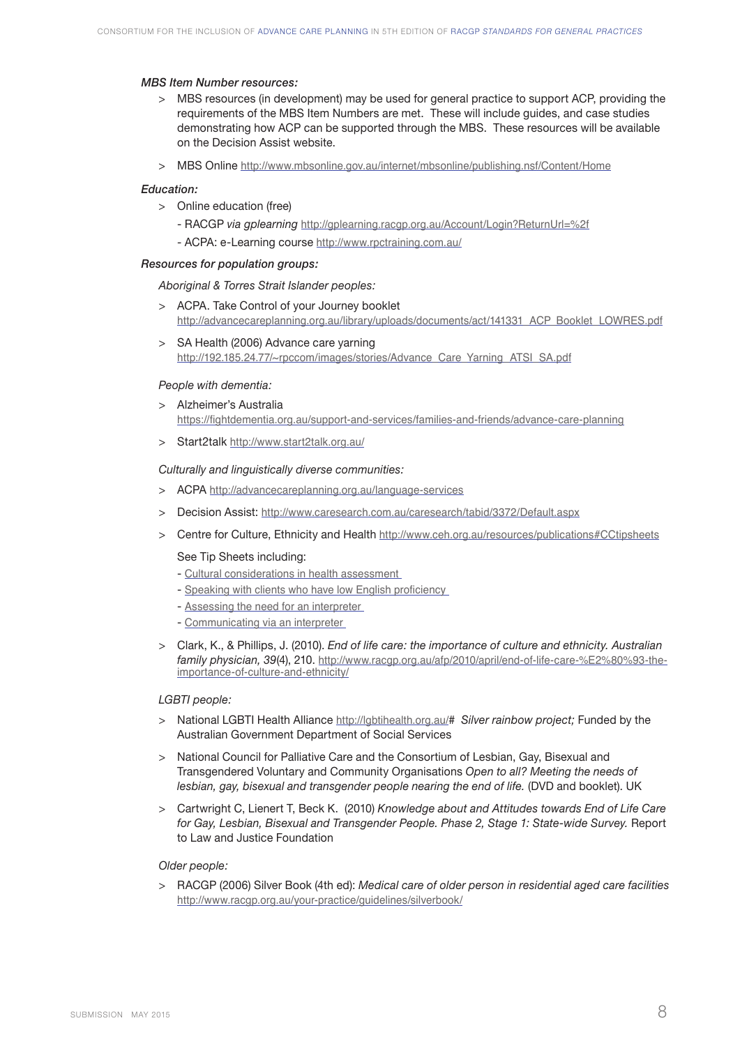*MBS Item Number resources:*

- MBS resources (in development) may be used for general practice to support ACP, providing the requirements of the MBS Item Numbers are met. These will include guides, and case studies demonstrating how ACP can be supported through the MBS. These resources will be available on the Decision Assist website.
- MBS Online http://www.mbsonline.gov.au/internet/mbsonline/publishing.nsf/Content/Home

*Education:*

- Online education (free)
  - RACGP *via gplearning* http://gplearning.racgp.org.au/Account/Login?ReturnUrl=%2f
  - ACPA: e-Learning course http://www.rpctraining.com.au/

*Resources for population groups:*

*Aboriginal & Torres Strait Islander peoples:*

- ACPA. Take Control of your Journey booklet http://advancecareplanning.org.au/library/uploads/documents/act/141331_ACP_Booklet_LOWRES.pdf
- SA Health (2006) Advance care yarning http://192.185.24.77/~rpccom/images/stories/Advance_Care_Yarning_ATSI_SA.pdf

*People with dementia:*

- Alzheimer's Australia https://fightdementia.org.au/support-and-services/families-and-friends/advance-care-planning
- Start2talk http://www.start2talk.org.au/

*Culturally and linguistically diverse communities:*

- ACPA http://advancecareplanning.org.au/language-services
- Decision Assist: http://www.caresearch.com.au/caresearch/tabid/3372/Default.aspx
- Centre for Culture, Ethnicity and Health http://www.ceh.org.au/resources/publications#CCtipsheets

  See Tip Sheets including:
  - Cultural considerations in health assessment
  - Speaking with clients who have low English proficiency
  - Assessing the need for an interpreter
  - Communicating via an interpreter
- Clark, K., & Phillips, J. (2010). *End of life care: the importance of culture and ethnicity. Australian family physician, 39*(4), 210. http://www.racgp.org.au/afp/2010/april/end-of-life-care-%E2%80%93-the-importance-of-culture-and-ethnicity/

*LGBTI people:*

- National LGBTI Health Alliance http://lgbtihealth.org.au/# *Silver rainbow project;* Funded by the Australian Government Department of Social Services
- National Council for Palliative Care and the Consortium of Lesbian, Gay, Bisexual and Transgendered Voluntary and Community Organisations *Open to all? Meeting the needs of lesbian, gay, bisexual and transgender people nearing the end of life.* (DVD and booklet). UK
- Cartwright C, Lienert T, Beck K. (2010) *Knowledge about and Attitudes towards End of Life Care for Gay, Lesbian, Bisexual and Transgender People. Phase 2, Stage 1: State-wide Survey.* Report to Law and Justice Foundation

*Older people:*

- RACGP (2006) Silver Book (4th ed): *Medical care of older person in residential aged care facilities* http://www.racgp.org.au/your-practice/guidelines/silverbook/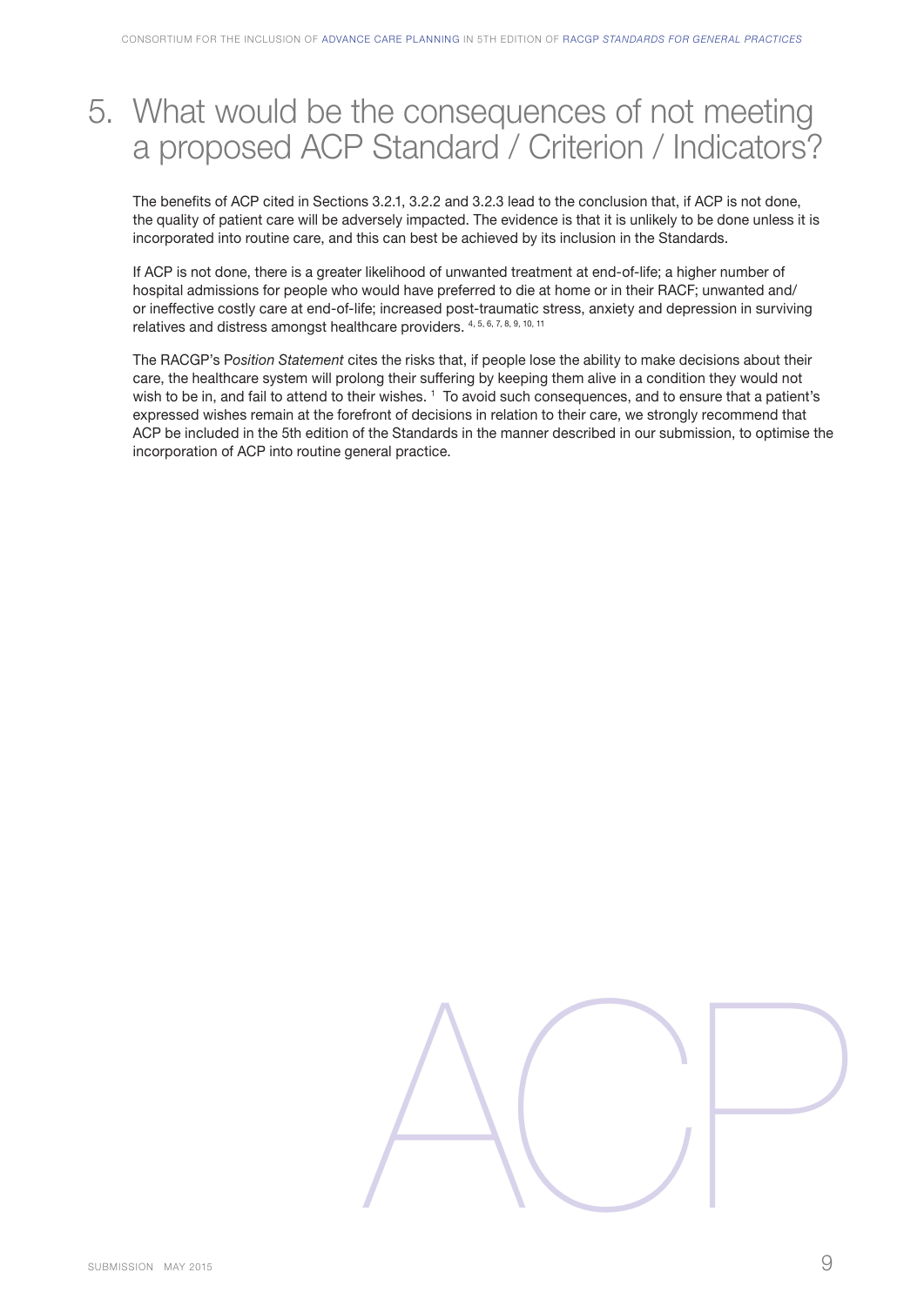# 5. What would be the consequences of not meeting a proposed ACP Standard / Criterion / Indicators?

The benefits of ACP cited in Sections 3.2.1, 3.2.2 and 3.2.3 lead to the conclusion that, if ACP is not done, the quality of patient care will be adversely impacted. The evidence is that it is unlikely to be done unless it is incorporated into routine care, and this can best be achieved by its inclusion in the Standards.

If ACP is not done, there is a greater likelihood of unwanted treatment at end-of-life; a higher number of hospital admissions for people who would have preferred to die at home or in their RACF; unwanted and/or ineffective costly care at end-of-life; increased post-traumatic stress, anxiety and depression in surviving relatives and distress amongst healthcare providers. [4, 5, 6, 7, 8, 9, 10, 11]

The RACGP's P*osition Statement* cites the risks that, if people lose the ability to make decisions about their care, the healthcare system will prolong their suffering by keeping them alive in a condition they would not wish to be in, and fail to attend to their wishes. [1] To avoid such consequences, and to ensure that a patient's expressed wishes remain at the forefront of decisions in relation to their care, we strongly recommend that ACP be included in the 5th edition of the Standards in the manner described in our submission, to optimise the incorporation of ACP into routine general practice.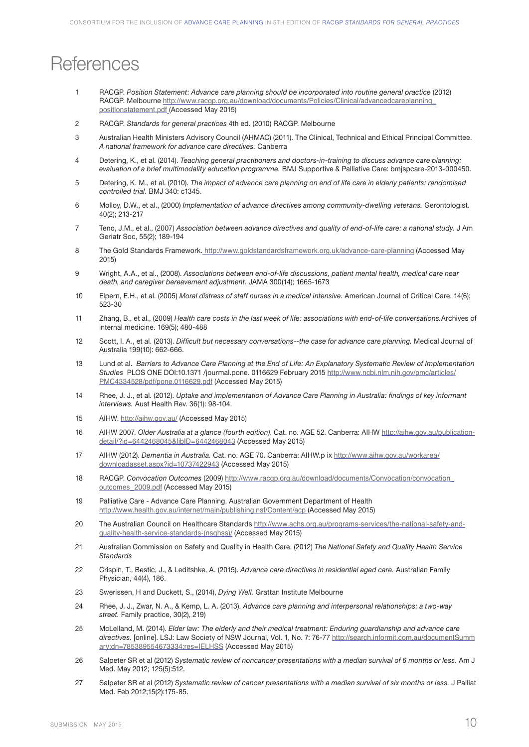# References

1. RACGP. *Position Statement*: *Advance care planning should be incorporated into routine general practice* (2012) RACGP. Melbourne http://www.racgp.org.au/download/documents/Policies/Clinical/advancedcareplanning_positionstatement.pdf (Accessed May 2015)
2. RACGP. *Standards for general practices* 4th ed. (2010) RACGP. Melbourne
3. Australian Health Ministers Advisory Council (AHMAC) (2011). The Clinical, Technical and Ethical Principal Committee. *A national framework for advance care directives.* Canberra
4. Detering, K., et al. (2014). *Teaching general practitioners and doctors-in-training to discuss advance care planning: evaluation of a brief multimodality education programme.* BMJ Supportive & Palliative Care: bmjspcare-2013-000450.
5. Detering, K. M., et al. (2010). *The impact of advance care planning on end of life care in elderly patients: randomised controlled trial.* BMJ 340: c1345.
6. Molloy, D.W., et al., (2000) *Implementation of advance directives among community-dwelling veterans.* Gerontologist. 40(2); 213-217
7. Teno, J.M., et al., (2007) *Association between advance directives and quality of end-of-life care: a national study.* J Am Geriatr Soc, 55(2); 189-194
8. The Gold Standards Framework. http://www.goldstandardsframework.org.uk/advance-care-planning (Accessed May 2015)
9. Wright, A.A., et al., (2008). *Associations between end-of-life discussions, patient mental health, medical care near death, and caregiver bereavement adjustment.* JAMA 300(14); 1665-1673
10. Elpern, E.H., et al. (2005) *Moral distress of staff nurses in a medical intensive.* American Journal of Critical Care. 14(6); 523-30
11. Zhang, B., et al., (2009) *Health care costs in the last week of life: associations with end-of-life conversations.*Archives of internal medicine. 169(5); 480-488
12. Scott, I. A., et al. (2013). *Difficult but necessary conversations--the case for advance care planning.* Medical Journal of Australia 199(10): 662-666.
13. Lund et al. *Barriers to Advance Care Planning at the End of Life: An Explanatory Systematic Review of Implementation Studies* PLOS ONE DOI:10.1371 /jourmal.pone. 0116629 February 2015 http://www.ncbi.nlm.nih.gov/pmc/articles/PMC4334528/pdf/pone.0116629.pdf (Accessed May 2015)
14. Rhee, J. J., et al. (2012). *Uptake and implementation of Advance Care Planning in Australia: findings of key informant interviews.* Aust Health Rev. 36(1): 98-104.
15. AIHW. http://aihw.gov.au/ (Accessed May 2015)
16. AIHW 2007. *Older Australia at a glance (fourth edition).* Cat. no. AGE 52. Canberra: AIHW http://aihw.gov.au/publication-detail/?id=6442468045&libID=6442468043 (Accessed May 2015)
17. AIHW (2012). *Dementia in Australia.* Cat. no. AGE 70. Canberra: AIHW.p ix http://www.aihw.gov.au/workarea/downloadasset.aspx?id=10737422943 (Accessed May 2015)
18. RACGP. *Convocation Outcomes* (2009) http://www.racgp.org.au/download/documents/Convocation/convocation_outcomes_2009.pdf (Accessed May 2015)
19. Palliative Care - Advance Care Planning. Australian Government Department of Health http://www.health.gov.au/internet/main/publishing.nsf/Content/acp (Accessed May 2015)
20. The Australian Council on Healthcare Standards http://www.achs.org.au/programs-services/the-national-safety-and-quality-health-service-standards-(nsqhss)/ (Accessed May 2015)
21. Australian Commission on Safety and Quality in Health Care. (2012) *The National Safety and Quality Health Service Standards*
22. Crispin, T., Bestic, J., & Leditshke, A. (2015). *Advance care directives in residential aged care.* Australian Family Physician, 44(4), 186.
23. Swerissen, H and Duckett, S., (2014), *Dying Well.* Grattan Institute Melbourne
24. Rhee, J. J., Zwar, N. A., & Kemp, L. A. (2013). *Advance care planning and interpersonal relationships: a two-way street.* Family practice, 30(2), 219)
25. McLelland, M. (2014). *Elder law: The elderly and their medical treatment: Enduring guardianship and advance care directives.* [online]. LSJ: Law Society of NSW Journal, Vol. 1, No. 7: 76-77 http://search.informit.com.au/documentSummary;dn=785389554673334;res=IELHSS (Accessed May 2015)
26. Salpeter SR et al (2012) *Systematic review of noncancer presentations with a median survival of 6 months or less.* Am J Med. May 2012; 125(5):512.
27. Salpeter SR et al (2012) *Systematic review of cancer presentations with a median survival of six months or less.* J Palliat Med. Feb 2012;15(2):175-85.